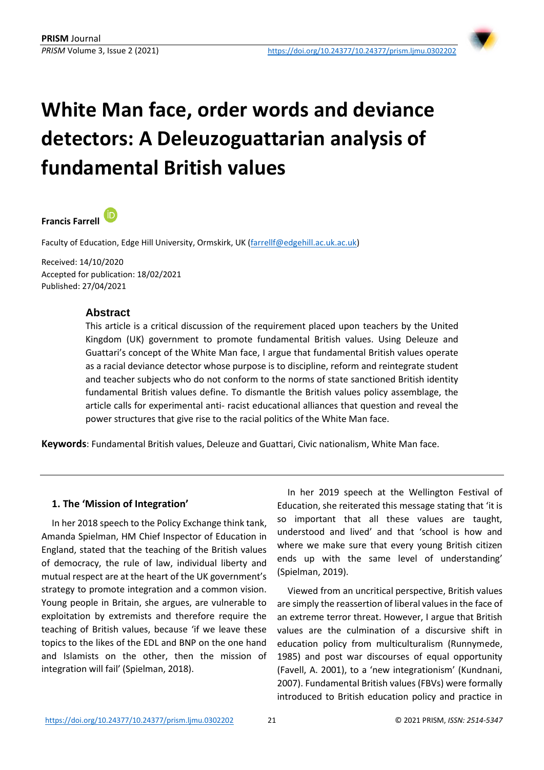# White Man face, order words and deviance detectors: A Deleuzoguattarian analysis of fundamental British values

**Francis Farrell**

Faculty of Education, Edge Hill University, Ormskirk, UK (farrellf@edgehill.ac.uk.ac.uk)

Received: 14/10/2020
Accepted for publication: 18/02/2021
Published: 27/04/2021

## Abstract

This article is a critical discussion of the requirement placed upon teachers by the United Kingdom (UK) government to promote fundamental British values. Using Deleuze and Guattari's concept of the White Man face, I argue that fundamental British values operate as a racial deviance detector whose purpose is to discipline, reform and reintegrate student and teacher subjects who do not conform to the norms of state sanctioned British identity fundamental British values define. To dismantle the British values policy assemblage, the article calls for experimental anti- racist educational alliances that question and reveal the power structures that give rise to the racial politics of the White Man face.

**Keywords**: Fundamental British values, Deleuze and Guattari, Civic nationalism, White Man face.

## 1. The 'Mission of Integration'

In her 2018 speech to the Policy Exchange think tank, Amanda Spielman, HM Chief Inspector of Education in England, stated that the teaching of the British values of democracy, the rule of law, individual liberty and mutual respect are at the heart of the UK government's strategy to promote integration and a common vision. Young people in Britain, she argues, are vulnerable to exploitation by extremists and therefore require the teaching of British values, because 'if we leave these topics to the likes of the EDL and BNP on the one hand and Islamists on the other, then the mission of integration will fail' (Spielman, 2018).

In her 2019 speech at the Wellington Festival of Education, she reiterated this message stating that 'it is so important that all these values are taught, understood and lived' and that 'school is how and where we make sure that every young British citizen ends up with the same level of understanding' (Spielman, 2019).

Viewed from an uncritical perspective, British values are simply the reassertion of liberal values in the face of an extreme terror threat. However, I argue that British values are the culmination of a discursive shift in education policy from multiculturalism (Runnymede, 1985) and post war discourses of equal opportunity (Favell, A. 2001), to a 'new integrationism' (Kundnani, 2007). Fundamental British values (FBVs) were formally introduced to British education policy and practice in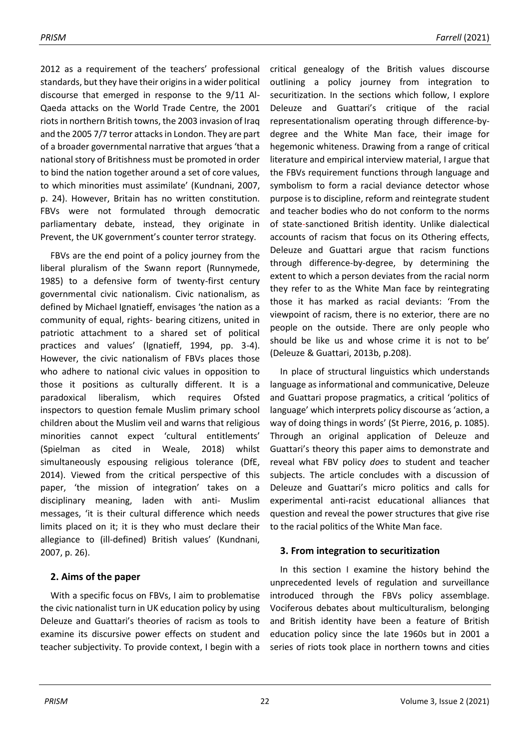2012 as a requirement of the teachers' professional standards, but they have their origins in a wider political discourse that emerged in response to the 9/11 Al-Qaeda attacks on the World Trade Centre, the 2001 riots in northern British towns, the 2003 invasion of Iraq and the 2005 7/7 terror attacks in London. They are part of a broader governmental narrative that argues 'that a national story of Britishness must be promoted in order to bind the nation together around a set of core values, to which minorities must assimilate' (Kundnani, 2007, p. 24). However, Britain has no written constitution. FBVs were not formulated through democratic parliamentary debate, instead, they originate in Prevent, the UK government's counter terror strategy.

FBVs are the end point of a policy journey from the liberal pluralism of the Swann report (Runnymede, 1985) to a defensive form of twenty-first century governmental civic nationalism. Civic nationalism, as defined by Michael Ignatieff, envisages 'the nation as a community of equal, rights- bearing citizens, united in patriotic attachment to a shared set of political practices and values' (Ignatieff, 1994, pp. 3-4). However, the civic nationalism of FBVs places those who adhere to national civic values in opposition to those it positions as culturally different. It is a paradoxical liberalism, which requires Ofsted inspectors to question female Muslim primary school children about the Muslim veil and warns that religious minorities cannot expect 'cultural entitlements' (Spielman as cited in Weale, 2018) whilst simultaneously espousing religious tolerance (DfE, 2014). Viewed from the critical perspective of this paper, 'the mission of integration' takes on a disciplinary meaning, laden with anti- Muslim messages, 'it is their cultural difference which needs limits placed on it; it is they who must declare their allegiance to (ill-defined) British values' (Kundnani, 2007, p. 26).

## 2. Aims of the paper

With a specific focus on FBVs, I aim to problematise the civic nationalist turn in UK education policy by using Deleuze and Guattari's theories of racism as tools to examine its discursive power effects on student and teacher subjectivity. To provide context, I begin with a critical genealogy of the British values discourse outlining a policy journey from integration to securitization. In the sections which follow, I explore Deleuze and Guattari's critique of the racial representationalism operating through difference-by-degree and the White Man face, their image for hegemonic whiteness. Drawing from a range of critical literature and empirical interview material, I argue that the FBVs requirement functions through language and symbolism to form a racial deviance detector whose purpose is to discipline, reform and reintegrate student and teacher bodies who do not conform to the norms of state-sanctioned British identity. Unlike dialectical accounts of racism that focus on its Othering effects, Deleuze and Guattari argue that racism functions through difference-by-degree, by determining the extent to which a person deviates from the racial norm they refer to as the White Man face by reintegrating those it has marked as racial deviants: 'From the viewpoint of racism, there is no exterior, there are no people on the outside. There are only people who should be like us and whose crime it is not to be' (Deleuze & Guattari, 2013b, p.208).

In place of structural linguistics which understands language as informational and communicative, Deleuze and Guattari propose pragmatics, a critical 'politics of language' which interprets policy discourse as 'action, a way of doing things in words' (St Pierre, 2016, p. 1085). Through an original application of Deleuze and Guattari's theory this paper aims to demonstrate and reveal what FBV policy *does* to student and teacher subjects. The article concludes with a discussion of Deleuze and Guattari's micro politics and calls for experimental anti-racist educational alliances that question and reveal the power structures that give rise to the racial politics of the White Man face.

## 3. From integration to securitization

In this section I examine the history behind the unprecedented levels of regulation and surveillance introduced through the FBVs policy assemblage. Vociferous debates about multiculturalism, belonging and British identity have been a feature of British education policy since the late 1960s but in 2001 a series of riots took place in northern towns and cities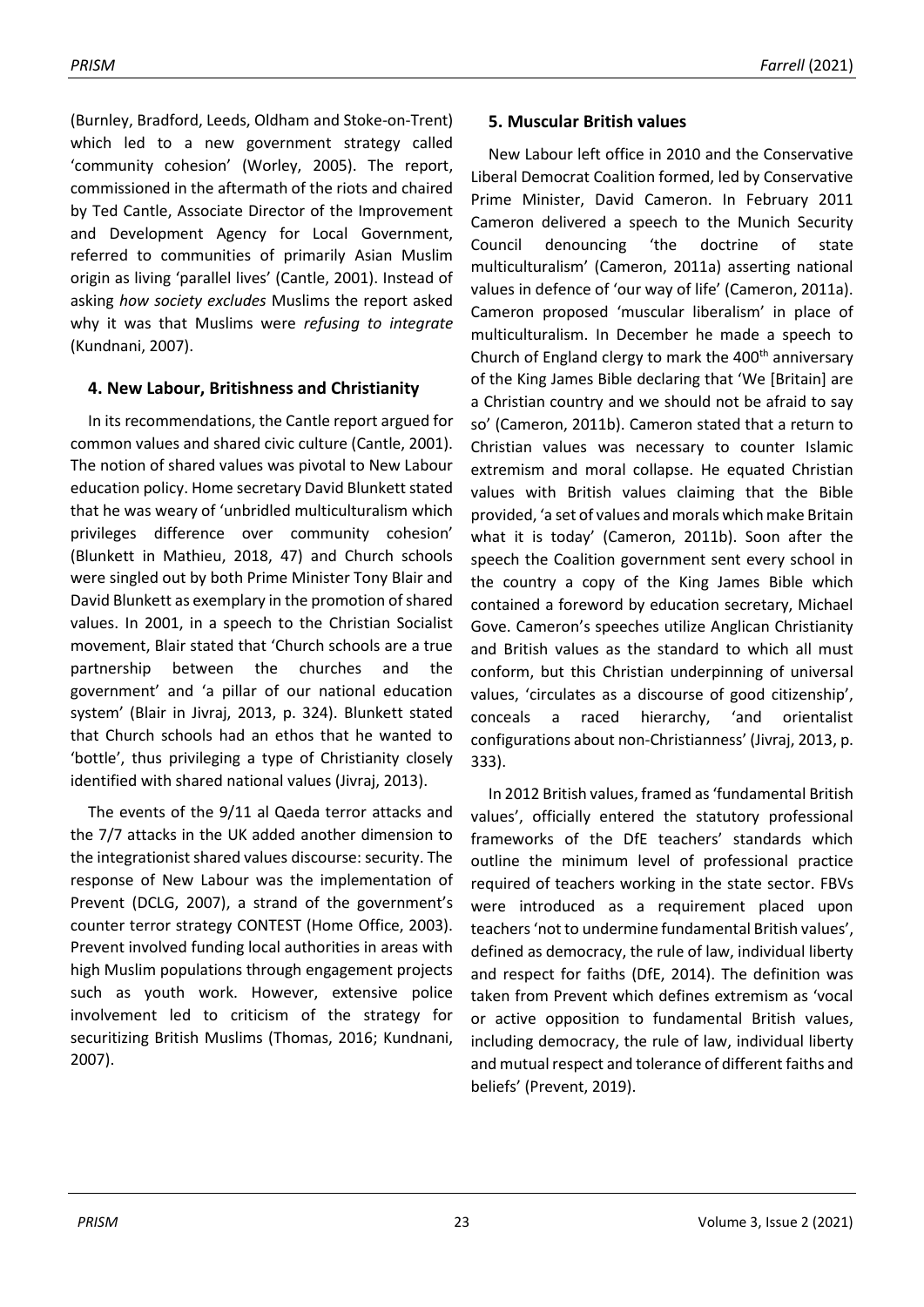(Burnley, Bradford, Leeds, Oldham and Stoke-on-Trent) which led to a new government strategy called 'community cohesion' (Worley, 2005). The report, commissioned in the aftermath of the riots and chaired by Ted Cantle, Associate Director of the Improvement and Development Agency for Local Government, referred to communities of primarily Asian Muslim origin as living 'parallel lives' (Cantle, 2001). Instead of asking *how society excludes* Muslims the report asked why it was that Muslims were *refusing to integrate* (Kundnani, 2007).

## 4. New Labour, Britishness and Christianity

In its recommendations, the Cantle report argued for common values and shared civic culture (Cantle, 2001). The notion of shared values was pivotal to New Labour education policy. Home secretary David Blunkett stated that he was weary of 'unbridled multiculturalism which privileges difference over community cohesion' (Blunkett in Mathieu, 2018, 47) and Church schools were singled out by both Prime Minister Tony Blair and David Blunkett as exemplary in the promotion of shared values. In 2001, in a speech to the Christian Socialist movement, Blair stated that 'Church schools are a true partnership between the churches and the government' and 'a pillar of our national education system' (Blair in Jivraj, 2013, p. 324). Blunkett stated that Church schools had an ethos that he wanted to 'bottle', thus privileging a type of Christianity closely identified with shared national values (Jivraj, 2013).

The events of the 9/11 al Qaeda terror attacks and the 7/7 attacks in the UK added another dimension to the integrationist shared values discourse: security. The response of New Labour was the implementation of Prevent (DCLG, 2007), a strand of the government's counter terror strategy CONTEST (Home Office, 2003). Prevent involved funding local authorities in areas with high Muslim populations through engagement projects such as youth work. However, extensive police involvement led to criticism of the strategy for securitizing British Muslims (Thomas, 2016; Kundnani, 2007).

## 5. Muscular British values

New Labour left office in 2010 and the Conservative Liberal Democrat Coalition formed, led by Conservative Prime Minister, David Cameron. In February 2011 Cameron delivered a speech to the Munich Security Council denouncing 'the doctrine of state multiculturalism' (Cameron, 2011a) asserting national values in defence of 'our way of life' (Cameron, 2011a). Cameron proposed 'muscular liberalism' in place of multiculturalism. In December he made a speech to Church of England clergy to mark the 400th anniversary of the King James Bible declaring that 'We [Britain] are a Christian country and we should not be afraid to say so' (Cameron, 2011b). Cameron stated that a return to Christian values was necessary to counter Islamic extremism and moral collapse. He equated Christian values with British values claiming that the Bible provided, 'a set of values and morals which make Britain what it is today' (Cameron, 2011b). Soon after the speech the Coalition government sent every school in the country a copy of the King James Bible which contained a foreword by education secretary, Michael Gove. Cameron's speeches utilize Anglican Christianity and British values as the standard to which all must conform, but this Christian underpinning of universal values, 'circulates as a discourse of good citizenship', conceals a raced hierarchy, 'and orientalist configurations about non-Christianness' (Jivraj, 2013, p. 333).

In 2012 British values, framed as 'fundamental British values', officially entered the statutory professional frameworks of the DfE teachers' standards which outline the minimum level of professional practice required of teachers working in the state sector. FBVs were introduced as a requirement placed upon teachers 'not to undermine fundamental British values', defined as democracy, the rule of law, individual liberty and respect for faiths (DfE, 2014). The definition was taken from Prevent which defines extremism as 'vocal or active opposition to fundamental British values, including democracy, the rule of law, individual liberty and mutual respect and tolerance of different faiths and beliefs' (Prevent, 2019).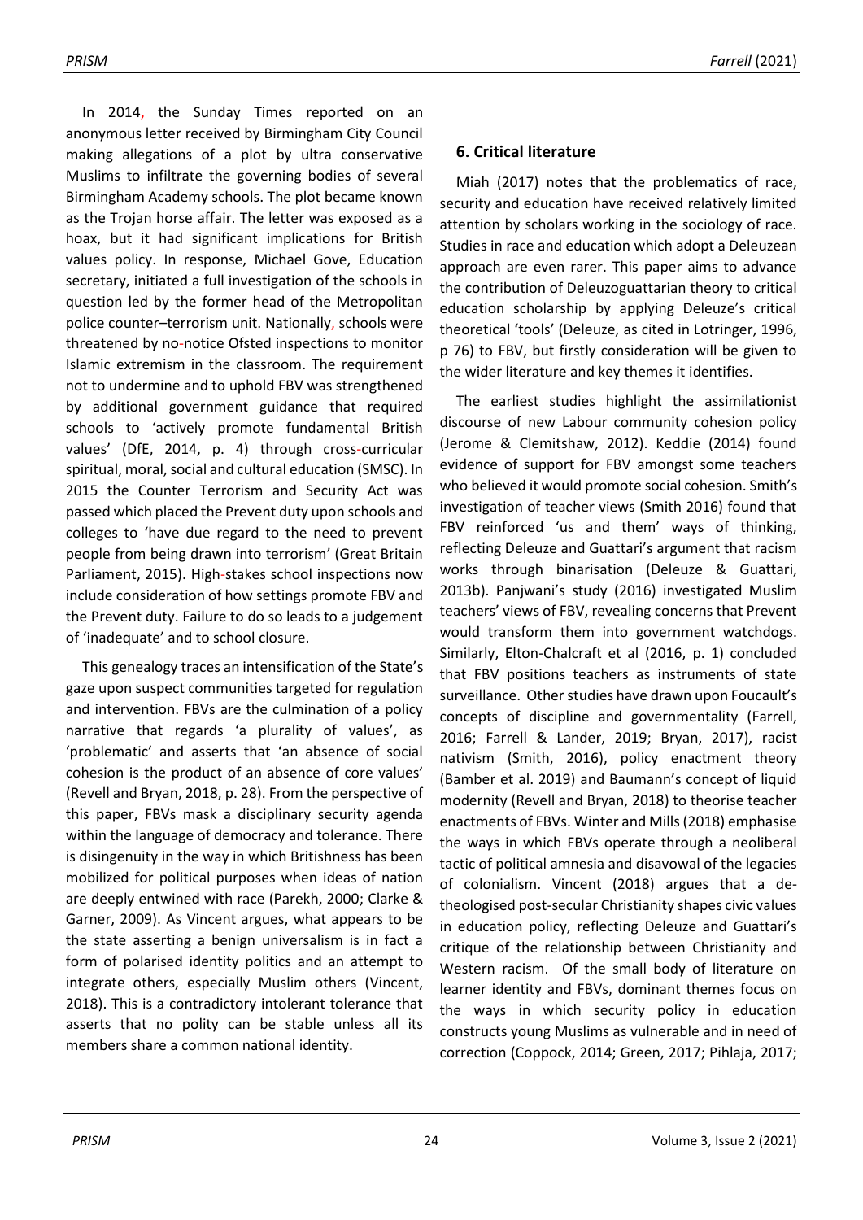In 2014, the Sunday Times reported on an anonymous letter received by Birmingham City Council making allegations of a plot by ultra conservative Muslims to infiltrate the governing bodies of several Birmingham Academy schools. The plot became known as the Trojan horse affair. The letter was exposed as a hoax, but it had significant implications for British values policy. In response, Michael Gove, Education secretary, initiated a full investigation of the schools in question led by the former head of the Metropolitan police counter–terrorism unit. Nationally, schools were threatened by no-notice Ofsted inspections to monitor Islamic extremism in the classroom. The requirement not to undermine and to uphold FBV was strengthened by additional government guidance that required schools to 'actively promote fundamental British values' (DfE, 2014, p. 4) through cross-curricular spiritual, moral, social and cultural education (SMSC). In 2015 the Counter Terrorism and Security Act was passed which placed the Prevent duty upon schools and colleges to 'have due regard to the need to prevent people from being drawn into terrorism' (Great Britain Parliament, 2015). High-stakes school inspections now include consideration of how settings promote FBV and the Prevent duty. Failure to do so leads to a judgement of 'inadequate' and to school closure.

This genealogy traces an intensification of the State's gaze upon suspect communities targeted for regulation and intervention. FBVs are the culmination of a policy narrative that regards 'a plurality of values', as 'problematic' and asserts that 'an absence of social cohesion is the product of an absence of core values' (Revell and Bryan, 2018, p. 28). From the perspective of this paper, FBVs mask a disciplinary security agenda within the language of democracy and tolerance. There is disingenuity in the way in which Britishness has been mobilized for political purposes when ideas of nation are deeply entwined with race (Parekh, 2000; Clarke & Garner, 2009). As Vincent argues, what appears to be the state asserting a benign universalism is in fact a form of polarised identity politics and an attempt to integrate others, especially Muslim others (Vincent, 2018). This is a contradictory intolerant tolerance that asserts that no polity can be stable unless all its members share a common national identity.

## 6. Critical literature

Miah (2017) notes that the problematics of race, security and education have received relatively limited attention by scholars working in the sociology of race. Studies in race and education which adopt a Deleuzean approach are even rarer. This paper aims to advance the contribution of Deleuzoguattarian theory to critical education scholarship by applying Deleuze's critical theoretical 'tools' (Deleuze, as cited in Lotringer, 1996, p 76) to FBV, but firstly consideration will be given to the wider literature and key themes it identifies.

The earliest studies highlight the assimilationist discourse of new Labour community cohesion policy (Jerome & Clemitshaw, 2012). Keddie (2014) found evidence of support for FBV amongst some teachers who believed it would promote social cohesion. Smith's investigation of teacher views (Smith 2016) found that FBV reinforced 'us and them' ways of thinking, reflecting Deleuze and Guattari's argument that racism works through binarisation (Deleuze & Guattari, 2013b). Panjwani's study (2016) investigated Muslim teachers' views of FBV, revealing concerns that Prevent would transform them into government watchdogs. Similarly, Elton-Chalcraft et al (2016, p. 1) concluded that FBV positions teachers as instruments of state surveillance. Other studies have drawn upon Foucault's concepts of discipline and governmentality (Farrell, 2016; Farrell & Lander, 2019; Bryan, 2017), racist nativism (Smith, 2016), policy enactment theory (Bamber et al. 2019) and Baumann's concept of liquid modernity (Revell and Bryan, 2018) to theorise teacher enactments of FBVs. Winter and Mills (2018) emphasise the ways in which FBVs operate through a neoliberal tactic of political amnesia and disavowal of the legacies of colonialism. Vincent (2018) argues that a de-theologised post-secular Christianity shapes civic values in education policy, reflecting Deleuze and Guattari's critique of the relationship between Christianity and Western racism. Of the small body of literature on learner identity and FBVs, dominant themes focus on the ways in which security policy in education constructs young Muslims as vulnerable and in need of correction (Coppock, 2014; Green, 2017; Pihlaja, 2017;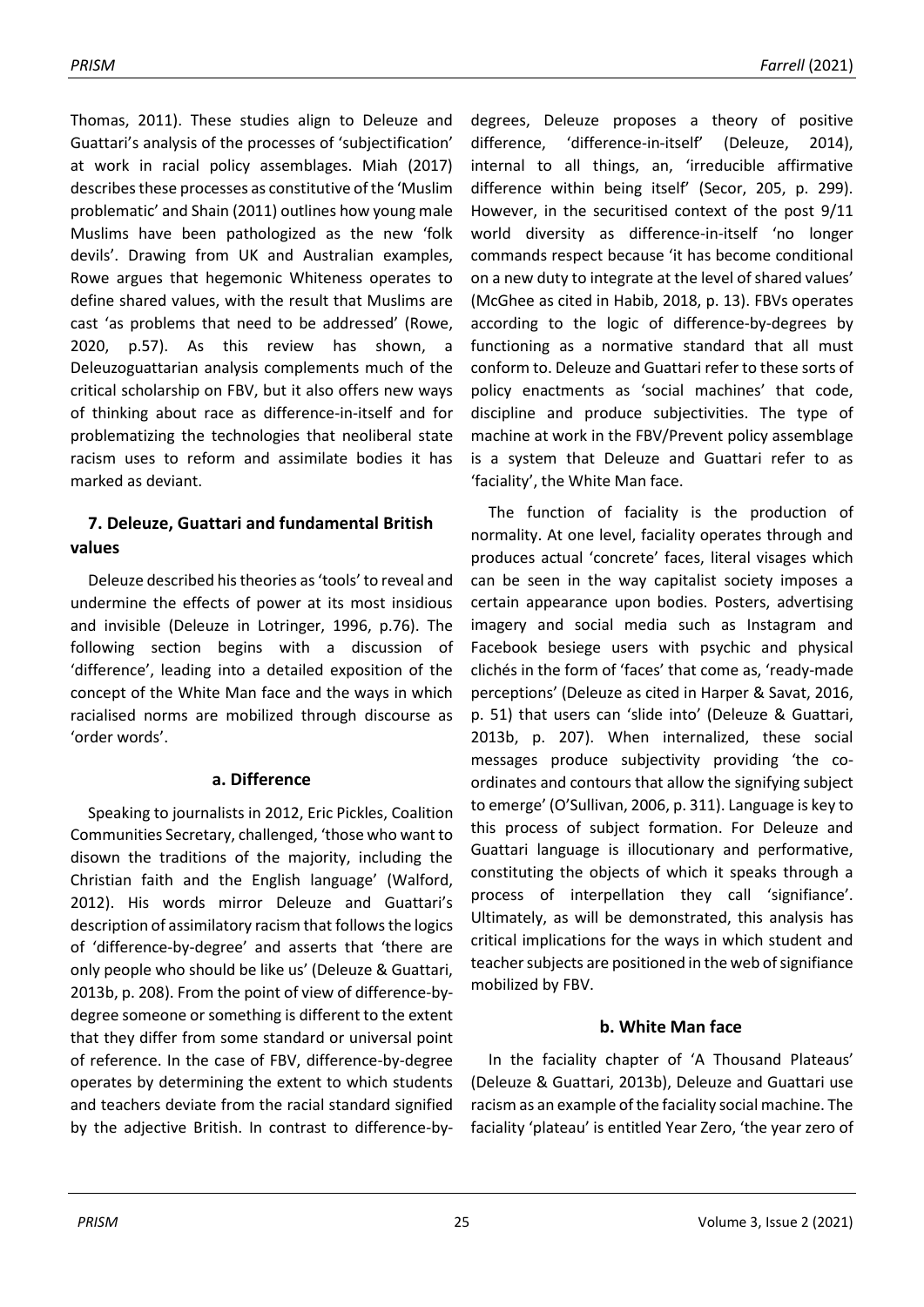Thomas, 2011). These studies align to Deleuze and Guattari's analysis of the processes of 'subjectification' at work in racial policy assemblages. Miah (2017) describes these processes as constitutive of the 'Muslim problematic' and Shain (2011) outlines how young male Muslims have been pathologized as the new 'folk devils'. Drawing from UK and Australian examples, Rowe argues that hegemonic Whiteness operates to define shared values, with the result that Muslims are cast 'as problems that need to be addressed' (Rowe, 2020, p.57). As this review has shown, a Deleuzoguattarian analysis complements much of the critical scholarship on FBV, but it also offers new ways of thinking about race as difference-in-itself and for problematizing the technologies that neoliberal state racism uses to reform and assimilate bodies it has marked as deviant.

## 7. Deleuze, Guattari and fundamental British values

Deleuze described his theories as 'tools' to reveal and undermine the effects of power at its most insidious and invisible (Deleuze in Lotringer, 1996, p.76). The following section begins with a discussion of 'difference', leading into a detailed exposition of the concept of the White Man face and the ways in which racialised norms are mobilized through discourse as 'order words'.

### a. Difference

Speaking to journalists in 2012, Eric Pickles, Coalition Communities Secretary, challenged, 'those who want to disown the traditions of the majority, including the Christian faith and the English language' (Walford, 2012). His words mirror Deleuze and Guattari's description of assimilatory racism that follows the logics of 'difference-by-degree' and asserts that 'there are only people who should be like us' (Deleuze & Guattari, 2013b, p. 208). From the point of view of difference-by-degree someone or something is different to the extent that they differ from some standard or universal point of reference. In the case of FBV, difference-by-degree operates by determining the extent to which students and teachers deviate from the racial standard signified by the adjective British. In contrast to difference-by-degrees, Deleuze proposes a theory of positive difference, 'difference-in-itself' (Deleuze, 2014), internal to all things, an, 'irreducible affirmative difference within being itself' (Secor, 205, p. 299). However, in the securitised context of the post 9/11 world diversity as difference-in-itself 'no longer commands respect because 'it has become conditional on a new duty to integrate at the level of shared values' (McGhee as cited in Habib, 2018, p. 13). FBVs operates according to the logic of difference-by-degrees by functioning as a normative standard that all must conform to. Deleuze and Guattari refer to these sorts of policy enactments as 'social machines' that code, discipline and produce subjectivities. The type of machine at work in the FBV/Prevent policy assemblage is a system that Deleuze and Guattari refer to as 'faciality', the White Man face.

The function of faciality is the production of normality. At one level, faciality operates through and produces actual 'concrete' faces, literal visages which can be seen in the way capitalist society imposes a certain appearance upon bodies. Posters, advertising imagery and social media such as Instagram and Facebook besiege users with psychic and physical clichés in the form of 'faces' that come as, 'ready-made perceptions' (Deleuze as cited in Harper & Savat, 2016, p. 51) that users can 'slide into' (Deleuze & Guattari, 2013b, p. 207). When internalized, these social messages produce subjectivity providing 'the co-ordinates and contours that allow the signifying subject to emerge' (O'Sullivan, 2006, p. 311). Language is key to this process of subject formation. For Deleuze and Guattari language is illocutionary and performative, constituting the objects of which it speaks through a process of interpellation they call 'signifiance'. Ultimately, as will be demonstrated, this analysis has critical implications for the ways in which student and teacher subjects are positioned in the web of signifiance mobilized by FBV.

### b. White Man face

In the faciality chapter of 'A Thousand Plateaus' (Deleuze & Guattari, 2013b), Deleuze and Guattari use racism as an example of the faciality social machine. The faciality 'plateau' is entitled Year Zero, 'the year zero of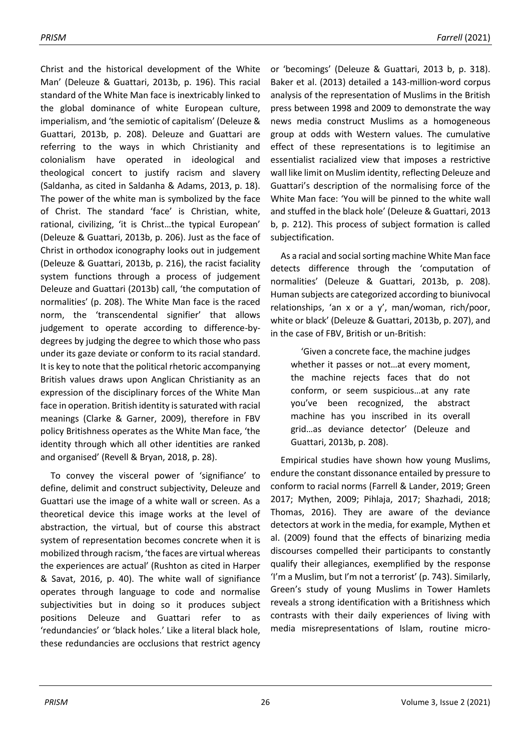Christ and the historical development of the White Man' (Deleuze & Guattari, 2013b, p. 196). This racial standard of the White Man face is inextricably linked to the global dominance of white European culture, imperialism, and 'the semiotic of capitalism' (Deleuze & Guattari, 2013b, p. 208). Deleuze and Guattari are referring to the ways in which Christianity and colonialism have operated in ideological and theological concert to justify racism and slavery (Saldanha, as cited in Saldanha & Adams, 2013, p. 18). The power of the white man is symbolized by the face of Christ. The standard 'face' is Christian, white, rational, civilizing, 'it is Christ…the typical European' (Deleuze & Guattari, 2013b, p. 206). Just as the face of Christ in orthodox iconography looks out in judgement (Deleuze & Guattari, 2013b, p. 216), the racist faciality system functions through a process of judgement Deleuze and Guattari (2013b) call, 'the computation of normalities' (p. 208). The White Man face is the raced norm, the 'transcendental signifier' that allows judgement to operate according to difference-by-degrees by judging the degree to which those who pass under its gaze deviate or conform to its racial standard. It is key to note that the political rhetoric accompanying British values draws upon Anglican Christianity as an expression of the disciplinary forces of the White Man face in operation. British identity is saturated with racial meanings (Clarke & Garner, 2009), therefore in FBV policy Britishness operates as the White Man face, 'the identity through which all other identities are ranked and organised' (Revell & Bryan, 2018, p. 28).

To convey the visceral power of 'signifiance' to define, delimit and construct subjectivity, Deleuze and Guattari use the image of a white wall or screen. As a theoretical device this image works at the level of abstraction, the virtual, but of course this abstract system of representation becomes concrete when it is mobilized through racism, 'the faces are virtual whereas the experiences are actual' (Rushton as cited in Harper & Savat, 2016, p. 40). The white wall of signifiance operates through language to code and normalise subjectivities but in doing so it produces subject positions Deleuze and Guattari refer to as 'redundancies' or 'black holes.' Like a literal black hole, these redundancies are occlusions that restrict agency or 'becomings' (Deleuze & Guattari, 2013 b, p. 318). Baker et al. (2013) detailed a 143-million-word corpus analysis of the representation of Muslims in the British press between 1998 and 2009 to demonstrate the way news media construct Muslims as a homogeneous group at odds with Western values. The cumulative effect of these representations is to legitimise an essentialist racialized view that imposes a restrictive wall like limit on Muslim identity, reflecting Deleuze and Guattari's description of the normalising force of the White Man face: 'You will be pinned to the white wall and stuffed in the black hole' (Deleuze & Guattari, 2013 b, p. 212). This process of subject formation is called subjectification.

As a racial and social sorting machine White Man face detects difference through the 'computation of normalities' (Deleuze & Guattari, 2013b, p. 208). Human subjects are categorized according to biunivocal relationships, 'an x or a y', man/woman, rich/poor, white or black' (Deleuze & Guattari, 2013b, p. 207), and in the case of FBV, British or un-British:

> 'Given a concrete face, the machine judges whether it passes or not…at every moment, the machine rejects faces that do not conform, or seem suspicious…at any rate you've been recognized, the abstract machine has you inscribed in its overall grid…as deviance detector' (Deleuze and Guattari, 2013b, p. 208).

Empirical studies have shown how young Muslims, endure the constant dissonance entailed by pressure to conform to racial norms (Farrell & Lander, 2019; Green 2017; Mythen, 2009; Pihlaja, 2017; Shazhadi, 2018; Thomas, 2016). They are aware of the deviance detectors at work in the media, for example, Mythen et al. (2009) found that the effects of binarizing media discourses compelled their participants to constantly qualify their allegiances, exemplified by the response 'I'm a Muslim, but I'm not a terrorist' (p. 743). Similarly, Green's study of young Muslims in Tower Hamlets reveals a strong identification with a Britishness which contrasts with their daily experiences of living with media misrepresentations of Islam, routine micro-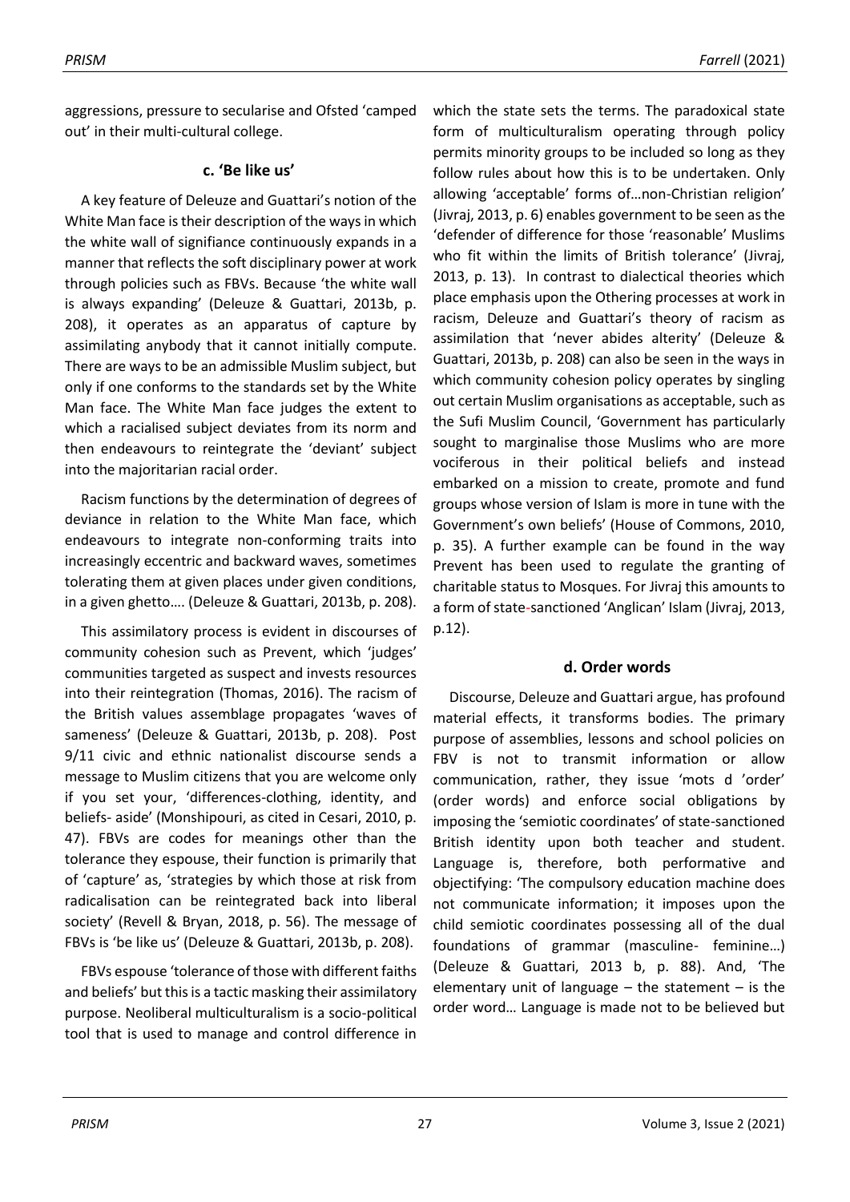aggressions, pressure to secularise and Ofsted 'camped out' in their multi-cultural college.

### c. 'Be like us'

A key feature of Deleuze and Guattari's notion of the White Man face is their description of the ways in which the white wall of signifiance continuously expands in a manner that reflects the soft disciplinary power at work through policies such as FBVs. Because 'the white wall is always expanding' (Deleuze & Guattari, 2013b, p. 208), it operates as an apparatus of capture by assimilating anybody that it cannot initially compute. There are ways to be an admissible Muslim subject, but only if one conforms to the standards set by the White Man face. The White Man face judges the extent to which a racialised subject deviates from its norm and then endeavours to reintegrate the 'deviant' subject into the majoritarian racial order.

Racism functions by the determination of degrees of deviance in relation to the White Man face, which endeavours to integrate non-conforming traits into increasingly eccentric and backward waves, sometimes tolerating them at given places under given conditions, in a given ghetto…. (Deleuze & Guattari, 2013b, p. 208).

This assimilatory process is evident in discourses of community cohesion such as Prevent, which 'judges' communities targeted as suspect and invests resources into their reintegration (Thomas, 2016). The racism of the British values assemblage propagates 'waves of sameness' (Deleuze & Guattari, 2013b, p. 208). Post 9/11 civic and ethnic nationalist discourse sends a message to Muslim citizens that you are welcome only if you set your, 'differences-clothing, identity, and beliefs- aside' (Monshipouri, as cited in Cesari, 2010, p. 47). FBVs are codes for meanings other than the tolerance they espouse, their function is primarily that of 'capture' as, 'strategies by which those at risk from radicalisation can be reintegrated back into liberal society' (Revell & Bryan, 2018, p. 56). The message of FBVs is 'be like us' (Deleuze & Guattari, 2013b, p. 208).

FBVs espouse 'tolerance of those with different faiths and beliefs' but this is a tactic masking their assimilatory purpose. Neoliberal multiculturalism is a socio-political tool that is used to manage and control difference in which the state sets the terms. The paradoxical state form of multiculturalism operating through policy permits minority groups to be included so long as they follow rules about how this is to be undertaken. Only allowing 'acceptable' forms of…non-Christian religion' (Jivraj, 2013, p. 6) enables government to be seen as the 'defender of difference for those 'reasonable' Muslims who fit within the limits of British tolerance' (Jivraj, 2013, p. 13). In contrast to dialectical theories which place emphasis upon the Othering processes at work in racism, Deleuze and Guattari's theory of racism as assimilation that 'never abides alterity' (Deleuze & Guattari, 2013b, p. 208) can also be seen in the ways in which community cohesion policy operates by singling out certain Muslim organisations as acceptable, such as the Sufi Muslim Council, 'Government has particularly sought to marginalise those Muslims who are more vociferous in their political beliefs and instead embarked on a mission to create, promote and fund groups whose version of Islam is more in tune with the Government's own beliefs' (House of Commons, 2010, p. 35). A further example can be found in the way Prevent has been used to regulate the granting of charitable status to Mosques. For Jivraj this amounts to a form of state-sanctioned 'Anglican' Islam (Jivraj, 2013, p.12).

### d. Order words

Discourse, Deleuze and Guattari argue, has profound material effects, it transforms bodies. The primary purpose of assemblies, lessons and school policies on FBV is not to transmit information or allow communication, rather, they issue 'mots d 'order' (order words) and enforce social obligations by imposing the 'semiotic coordinates' of state-sanctioned British identity upon both teacher and student. Language is, therefore, both performative and objectifying: 'The compulsory education machine does not communicate information; it imposes upon the child semiotic coordinates possessing all of the dual foundations of grammar (masculine- feminine…) (Deleuze & Guattari, 2013 b, p. 88). And, 'The elementary unit of language – the statement – is the order word… Language is made not to be believed but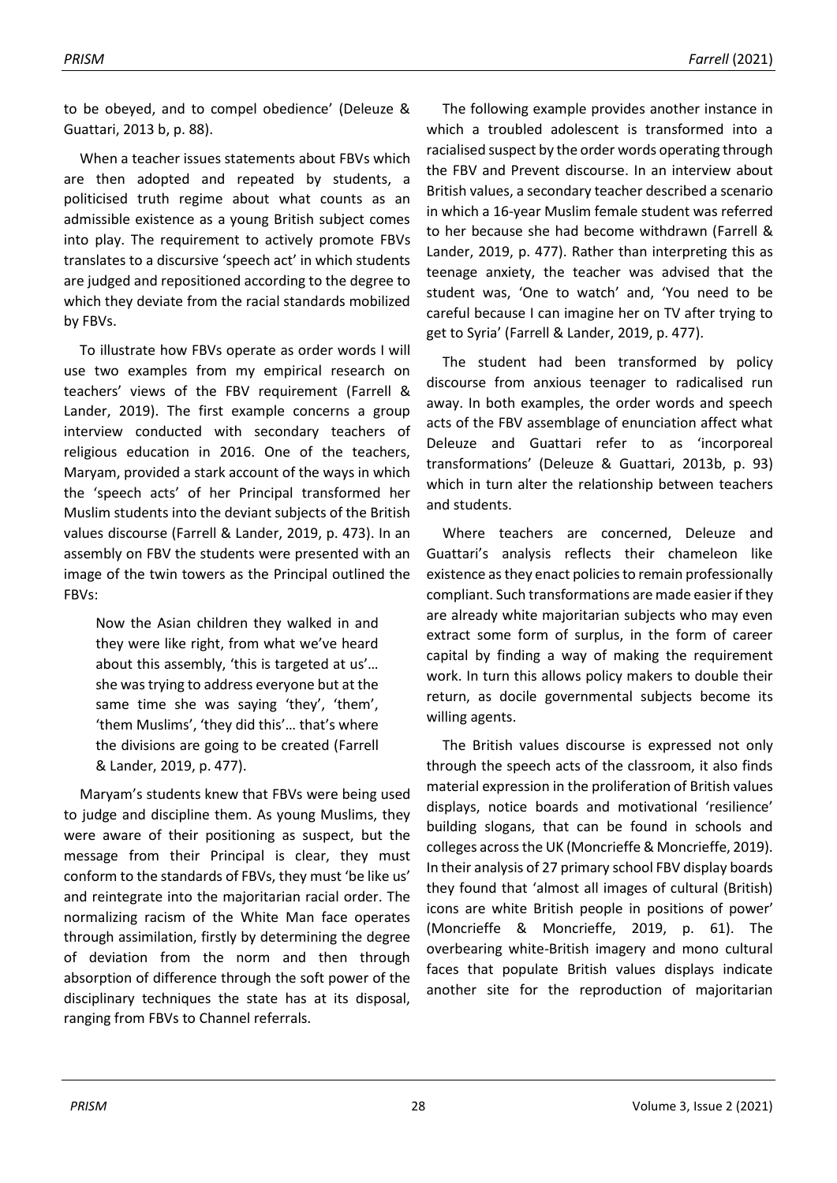to be obeyed, and to compel obedience' (Deleuze & Guattari, 2013 b, p. 88).

When a teacher issues statements about FBVs which are then adopted and repeated by students, a politicised truth regime about what counts as an admissible existence as a young British subject comes into play. The requirement to actively promote FBVs translates to a discursive 'speech act' in which students are judged and repositioned according to the degree to which they deviate from the racial standards mobilized by FBVs.

To illustrate how FBVs operate as order words I will use two examples from my empirical research on teachers' views of the FBV requirement (Farrell & Lander, 2019). The first example concerns a group interview conducted with secondary teachers of religious education in 2016. One of the teachers, Maryam, provided a stark account of the ways in which the 'speech acts' of her Principal transformed her Muslim students into the deviant subjects of the British values discourse (Farrell & Lander, 2019, p. 473). In an assembly on FBV the students were presented with an image of the twin towers as the Principal outlined the FBVs:

> Now the Asian children they walked in and they were like right, from what we've heard about this assembly, 'this is targeted at us'… she was trying to address everyone but at the same time she was saying 'they', 'them', 'them Muslims', 'they did this'… that's where the divisions are going to be created (Farrell & Lander, 2019, p. 477).

Maryam's students knew that FBVs were being used to judge and discipline them. As young Muslims, they were aware of their positioning as suspect, but the message from their Principal is clear, they must conform to the standards of FBVs, they must 'be like us' and reintegrate into the majoritarian racial order. The normalizing racism of the White Man face operates through assimilation, firstly by determining the degree of deviation from the norm and then through absorption of difference through the soft power of the disciplinary techniques the state has at its disposal, ranging from FBVs to Channel referrals.

The following example provides another instance in which a troubled adolescent is transformed into a racialised suspect by the order words operating through the FBV and Prevent discourse. In an interview about British values, a secondary teacher described a scenario in which a 16-year Muslim female student was referred to her because she had become withdrawn (Farrell & Lander, 2019, p. 477). Rather than interpreting this as teenage anxiety, the teacher was advised that the student was, 'One to watch' and, 'You need to be careful because I can imagine her on TV after trying to get to Syria' (Farrell & Lander, 2019, p. 477).

The student had been transformed by policy discourse from anxious teenager to radicalised run away. In both examples, the order words and speech acts of the FBV assemblage of enunciation affect what Deleuze and Guattari refer to as 'incorporeal transformations' (Deleuze & Guattari, 2013b, p. 93) which in turn alter the relationship between teachers and students.

Where teachers are concerned, Deleuze and Guattari's analysis reflects their chameleon like existence as they enact policies to remain professionally compliant. Such transformations are made easier if they are already white majoritarian subjects who may even extract some form of surplus, in the form of career capital by finding a way of making the requirement work. In turn this allows policy makers to double their return, as docile governmental subjects become its willing agents.

The British values discourse is expressed not only through the speech acts of the classroom, it also finds material expression in the proliferation of British values displays, notice boards and motivational 'resilience' building slogans, that can be found in schools and colleges across the UK (Moncrieffe & Moncrieffe, 2019). In their analysis of 27 primary school FBV display boards they found that 'almost all images of cultural (British) icons are white British people in positions of power' (Moncrieffe & Moncrieffe, 2019, p. 61). The overbearing white-British imagery and mono cultural faces that populate British values displays indicate another site for the reproduction of majoritarian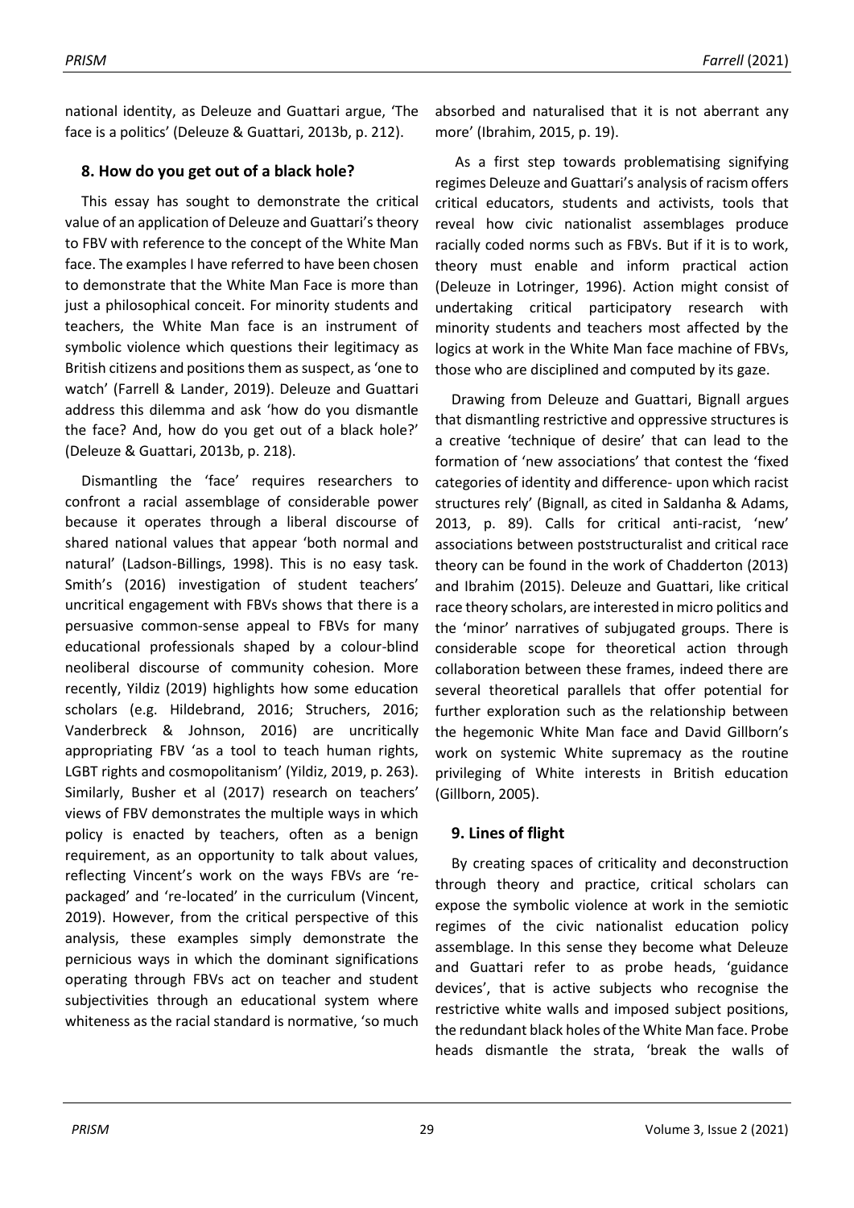national identity, as Deleuze and Guattari argue, 'The face is a politics' (Deleuze & Guattari, 2013b, p. 212).

## 8. How do you get out of a black hole?

This essay has sought to demonstrate the critical value of an application of Deleuze and Guattari's theory to FBV with reference to the concept of the White Man face. The examples I have referred to have been chosen to demonstrate that the White Man Face is more than just a philosophical conceit. For minority students and teachers, the White Man face is an instrument of symbolic violence which questions their legitimacy as British citizens and positions them as suspect, as 'one to watch' (Farrell & Lander, 2019). Deleuze and Guattari address this dilemma and ask 'how do you dismantle the face? And, how do you get out of a black hole?' (Deleuze & Guattari, 2013b, p. 218).

Dismantling the 'face' requires researchers to confront a racial assemblage of considerable power because it operates through a liberal discourse of shared national values that appear 'both normal and natural' (Ladson-Billings, 1998). This is no easy task. Smith's (2016) investigation of student teachers' uncritical engagement with FBVs shows that there is a persuasive common-sense appeal to FBVs for many educational professionals shaped by a colour-blind neoliberal discourse of community cohesion. More recently, Yildiz (2019) highlights how some education scholars (e.g. Hildebrand, 2016; Struchers, 2016; Vanderbreck & Johnson, 2016) are uncritically appropriating FBV 'as a tool to teach human rights, LGBT rights and cosmopolitanism' (Yildiz, 2019, p. 263). Similarly, Busher et al (2017) research on teachers' views of FBV demonstrates the multiple ways in which policy is enacted by teachers, often as a benign requirement, as an opportunity to talk about values, reflecting Vincent's work on the ways FBVs are 're-packaged' and 're-located' in the curriculum (Vincent, 2019). However, from the critical perspective of this analysis, these examples simply demonstrate the pernicious ways in which the dominant significations operating through FBVs act on teacher and student subjectivities through an educational system where whiteness as the racial standard is normative, 'so much absorbed and naturalised that it is not aberrant any more' (Ibrahim, 2015, p. 19).

As a first step towards problematising signifying regimes Deleuze and Guattari's analysis of racism offers critical educators, students and activists, tools that reveal how civic nationalist assemblages produce racially coded norms such as FBVs. But if it is to work, theory must enable and inform practical action (Deleuze in Lotringer, 1996). Action might consist of undertaking critical participatory research with minority students and teachers most affected by the logics at work in the White Man face machine of FBVs, those who are disciplined and computed by its gaze.

Drawing from Deleuze and Guattari, Bignall argues that dismantling restrictive and oppressive structures is a creative 'technique of desire' that can lead to the formation of 'new associations' that contest the 'fixed categories of identity and difference- upon which racist structures rely' (Bignall, as cited in Saldanha & Adams, 2013, p. 89). Calls for critical anti-racist, 'new' associations between poststructuralist and critical race theory can be found in the work of Chadderton (2013) and Ibrahim (2015). Deleuze and Guattari, like critical race theory scholars, are interested in micro politics and the 'minor' narratives of subjugated groups. There is considerable scope for theoretical action through collaboration between these frames, indeed there are several theoretical parallels that offer potential for further exploration such as the relationship between the hegemonic White Man face and David Gillborn's work on systemic White supremacy as the routine privileging of White interests in British education (Gillborn, 2005).

## 9. Lines of flight

By creating spaces of criticality and deconstruction through theory and practice, critical scholars can expose the symbolic violence at work in the semiotic regimes of the civic nationalist education policy assemblage. In this sense they become what Deleuze and Guattari refer to as probe heads, 'guidance devices', that is active subjects who recognise the restrictive white walls and imposed subject positions, the redundant black holes of the White Man face. Probe heads dismantle the strata, 'break the walls of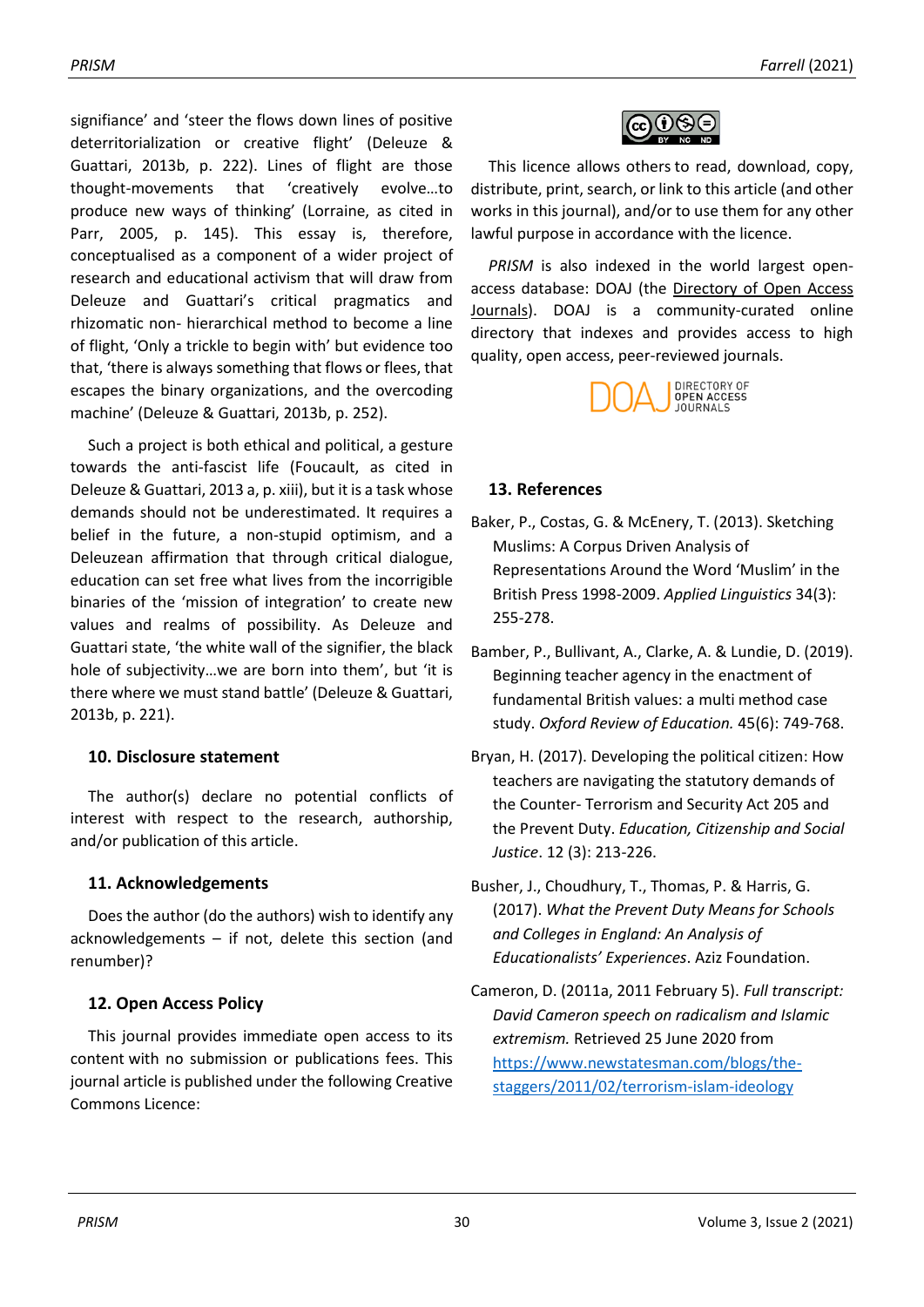signifiance' and 'steer the flows down lines of positive deterritorialization or creative flight' (Deleuze & Guattari, 2013b, p. 222). Lines of flight are those thought-movements that 'creatively evolve…to produce new ways of thinking' (Lorraine, as cited in Parr, 2005, p. 145). This essay is, therefore, conceptualised as a component of a wider project of research and educational activism that will draw from Deleuze and Guattari's critical pragmatics and rhizomatic non- hierarchical method to become a line of flight, 'Only a trickle to begin with' but evidence too that, 'there is always something that flows or flees, that escapes the binary organizations, and the overcoding machine' (Deleuze & Guattari, 2013b, p. 252).

Such a project is both ethical and political, a gesture towards the anti-fascist life (Foucault, as cited in Deleuze & Guattari, 2013 a, p. xiii), but it is a task whose demands should not be underestimated. It requires a belief in the future, a non-stupid optimism, and a Deleuzean affirmation that through critical dialogue, education can set free what lives from the incorrigible binaries of the 'mission of integration' to create new values and realms of possibility. As Deleuze and Guattari state, 'the white wall of the signifier, the black hole of subjectivity…we are born into them', but 'it is there where we must stand battle' (Deleuze & Guattari, 2013b, p. 221).

## 10. Disclosure statement

The author(s) declare no potential conflicts of interest with respect to the research, authorship, and/or publication of this article.

## 11. Acknowledgements

Does the author (do the authors) wish to identify any acknowledgements – if not, delete this section (and renumber)?

## 12. Open Access Policy

This journal provides immediate open access to its content with no submission or publications fees. This journal article is published under the following Creative Commons Licence:

This licence allows others to read, download, copy, distribute, print, search, or link to this article (and other works in this journal), and/or to use them for any other lawful purpose in accordance with the licence.

*PRISM* is also indexed in the world largest open-access database: DOAJ (the Directory of Open Access Journals). DOAJ is a community-curated online directory that indexes and provides access to high quality, open access, peer-reviewed journals.

## 13. References

Baker, P., Costas, G. & McEnery, T. (2013). Sketching Muslims: A Corpus Driven Analysis of Representations Around the Word 'Muslim' in the British Press 1998-2009. *Applied Linguistics* 34(3): 255-278.

Bamber, P., Bullivant, A., Clarke, A. & Lundie, D. (2019). Beginning teacher agency in the enactment of fundamental British values: a multi method case study. *Oxford Review of Education.* 45(6): 749-768.

Bryan, H. (2017). Developing the political citizen: How teachers are navigating the statutory demands of the Counter- Terrorism and Security Act 205 and the Prevent Duty. *Education, Citizenship and Social Justice*. 12 (3): 213-226.

Busher, J., Choudhury, T., Thomas, P. & Harris, G. (2017). *What the Prevent Duty Means for Schools and Colleges in England: An Analysis of Educationalists' Experiences*. Aziz Foundation.

Cameron, D. (2011a, 2011 February 5). *Full transcript: David Cameron speech on radicalism and Islamic extremism.* Retrieved 25 June 2020 from https://www.newstatesman.com/blogs/the-staggers/2011/02/terrorism-islam-ideology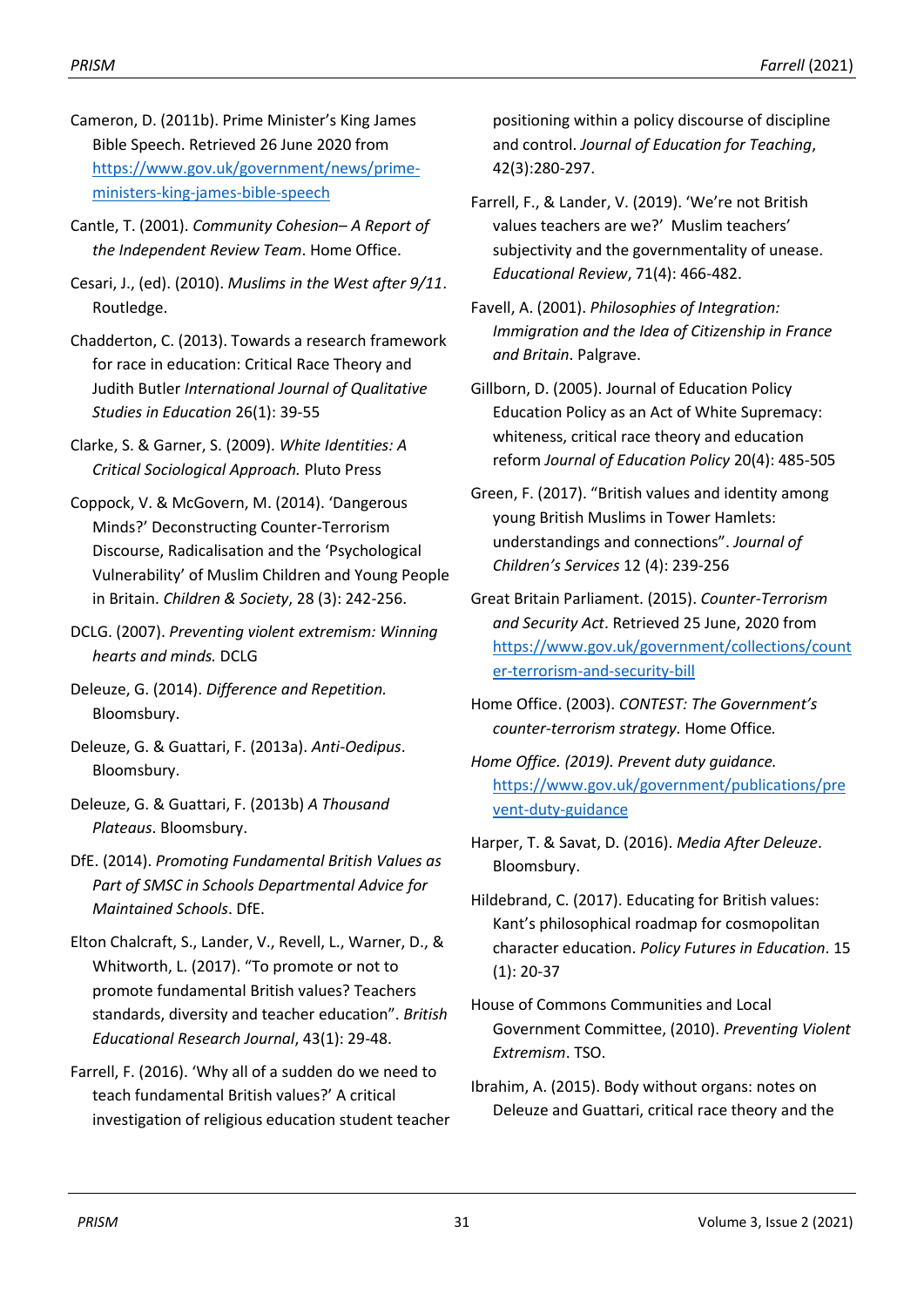Cameron, D. (2011b). Prime Minister's King James Bible Speech. Retrieved 26 June 2020 from [https://www.gov.uk/government/news/prime-ministers-king-james-bible-speech](https://www.gov.uk/government/news/prime-ministers-king-james-bible-speech)

Cantle, T. (2001). *Community Cohesion– A Report of the Independent Review Team*. Home Office.

Cesari, J., (ed). (2010). *Muslims in the West after 9/11*. Routledge.

Chadderton, C. (2013). Towards a research framework for race in education: Critical Race Theory and Judith Butler *International Journal of Qualitative Studies in Education* 26(1): 39-55

Clarke, S. & Garner, S. (2009). *White Identities: A Critical Sociological Approach.* Pluto Press

Coppock, V. & McGovern, M. (2014). 'Dangerous Minds?' Deconstructing Counter-Terrorism Discourse, Radicalisation and the 'Psychological Vulnerability' of Muslim Children and Young People in Britain. *Children & Society*, 28 (3): 242-256.

DCLG. (2007). *Preventing violent extremism: Winning hearts and minds.* DCLG

Deleuze, G. (2014). *Difference and Repetition.* Bloomsbury.

Deleuze, G. & Guattari, F. (2013a). *Anti-Oedipus*. Bloomsbury.

Deleuze, G. & Guattari, F. (2013b) *A Thousand Plateaus*. Bloomsbury.

DfE. (2014). *Promoting Fundamental British Values as Part of SMSC in Schools Departmental Advice for Maintained Schools*. DfE.

Elton Chalcraft, S., Lander, V., Revell, L., Warner, D., & Whitworth, L. (2017). "To promote or not to promote fundamental British values? Teachers standards, diversity and teacher education". *British Educational Research Journal*, 43(1): 29-48.

Farrell, F. (2016). 'Why all of a sudden do we need to teach fundamental British values?' A critical investigation of religious education student teacher positioning within a policy discourse of discipline and control. *Journal of Education for Teaching*, 42(3):280-297.

Farrell, F., & Lander, V. (2019). 'We're not British values teachers are we?' Muslim teachers' subjectivity and the governmentality of unease. *Educational Review*, 71(4): 466-482.

Favell, A. (2001). *Philosophies of Integration: Immigration and the Idea of Citizenship in France and Britain*. Palgrave.

Gillborn, D. (2005). Journal of Education Policy Education Policy as an Act of White Supremacy: whiteness, critical race theory and education reform *Journal of Education Policy* 20(4): 485-505

Green, F. (2017). "British values and identity among young British Muslims in Tower Hamlets: understandings and connections". *Journal of Children's Services* 12 (4): 239-256

Great Britain Parliament. (2015). *Counter-Terrorism and Security Act*. Retrieved 25 June, 2020 from [https://www.gov.uk/government/collections/counter-terrorism-and-security-bill](https://www.gov.uk/government/collections/counter-terrorism-and-security-bill)

Home Office. (2003). *CONTEST: The Government's counter-terrorism strategy.* Home Office.

*Home Office. (2019). Prevent duty guidance.* [https://www.gov.uk/government/publications/prevent-duty-guidance](https://www.gov.uk/government/publications/prevent-duty-guidance)

Harper, T. & Savat, D. (2016). *Media After Deleuze*. Bloomsbury.

Hildebrand, C. (2017). Educating for British values: Kant's philosophical roadmap for cosmopolitan character education. *Policy Futures in Education*. 15 (1): 20-37

House of Commons Communities and Local Government Committee, (2010). *Preventing Violent Extremism*. TSO.

Ibrahim, A. (2015). Body without organs: notes on Deleuze and Guattari, critical race theory and the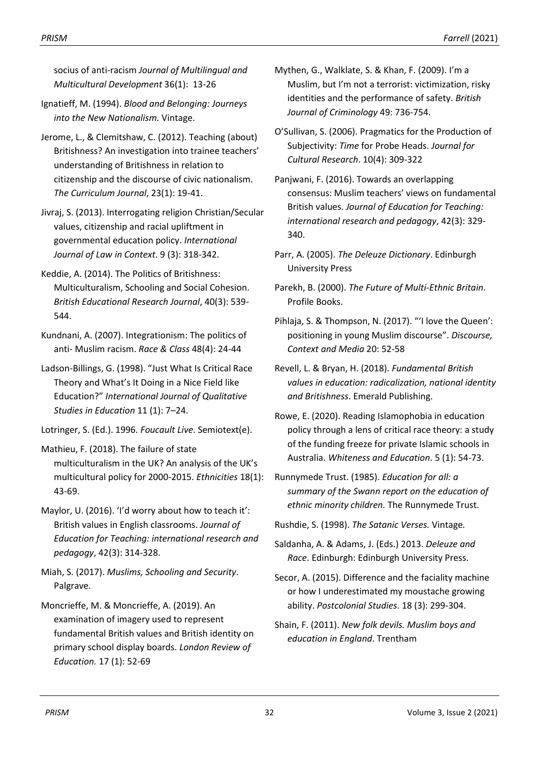socius of anti-racism *Journal of Multilingual and Multicultural Development* 36(1): 13-26

Ignatieff, M. (1994). *Blood and Belonging: Journeys into the New Nationalism.* Vintage.

Jerome, L., & Clemitshaw, C. (2012). Teaching (about) Britishness? An investigation into trainee teachers' understanding of Britishness in relation to citizenship and the discourse of civic nationalism. *The Curriculum Journal*, 23(1): 19-41.

Jivraj, S. (2013). Interrogating religion Christian/Secular values, citizenship and racial upliftment in governmental education policy. *International Journal of Law in Context*. 9 (3): 318-342.

Keddie, A. (2014). The Politics of Britishness: Multiculturalism, Schooling and Social Cohesion. *British Educational Research Journal*, 40(3): 539-544.

Kundnani, A. (2007). Integrationism: The politics of anti- Muslim racism. *Race & Class* 48(4): 24-44

Ladson-Billings, G. (1998). "Just What Is Critical Race Theory and What's It Doing in a Nice Field like Education?" *International Journal of Qualitative Studies in Education* 11 (1): 7–24.

Lotringer, S. (Ed.). 1996. *Foucault Live*. Semiotext(e).

Mathieu, F. (2018). The failure of state multiculturalism in the UK? An analysis of the UK's multicultural policy for 2000-2015. *Ethnicities* 18(1): 43-69.

Maylor, U. (2016). 'I'd worry about how to teach it': British values in English classrooms. *Journal of Education for Teaching: international research and pedagogy*, 42(3): 314-328.

Miah, S. (2017). *Muslims, Schooling and Security*. Palgrave.

Moncrieffe, M. & Moncrieffe, A. (2019). An examination of imagery used to represent fundamental British values and British identity on primary school display boards. *London Review of Education.* 17 (1): 52-69

Mythen, G., Walklate, S. & Khan, F. (2009). I'm a Muslim, but I'm not a terrorist: victimization, risky identities and the performance of safety. *British Journal of Criminology* 49: 736-754.

O'Sullivan, S. (2006). Pragmatics for the Production of Subjectivity: *Time* for Probe Heads. *Journal for Cultural Research*. 10(4): 309-322

Panjwani, F. (2016). Towards an overlapping consensus: Muslim teachers' views on fundamental British values. *Journal of Education for Teaching: international research and pedagogy*, 42(3): 329-340.

Parr, A. (2005). *The Deleuze Dictionary*. Edinburgh University Press

Parekh, B. (2000). *The Future of Multi-Ethnic Britain*. Profile Books.

Pihlaja, S. & Thompson, N. (2017). "'I love the Queen': positioning in young Muslim discourse". *Discourse, Context and Media* 20: 52-58

Revell, L. & Bryan, H. (2018). *Fundamental British values in education: radicalization, national identity and Britishness*. Emerald Publishing.

Rowe, E. (2020). Reading Islamophobia in education policy through a lens of critical race theory: a study of the funding freeze for private Islamic schools in Australia. *Whiteness and Education*. 5 (1): 54-73.

Runnymede Trust. (1985). *Education for all: a summary of the Swann report on the education of ethnic minority children.* The Runnymede Trust.

Rushdie, S. (1998). *The Satanic Verses.* Vintage*.*

Saldanha, A. & Adams, J. (Eds.) 2013. *Deleuze and Race*. Edinburgh: Edinburgh University Press.

Secor, A. (2015). Difference and the faciality machine or how I underestimated my moustache growing ability. *Postcolonial Studies*. 18 (3): 299-304.

Shain, F. (2011). *New folk devils. Muslim boys and education in England*. Trentham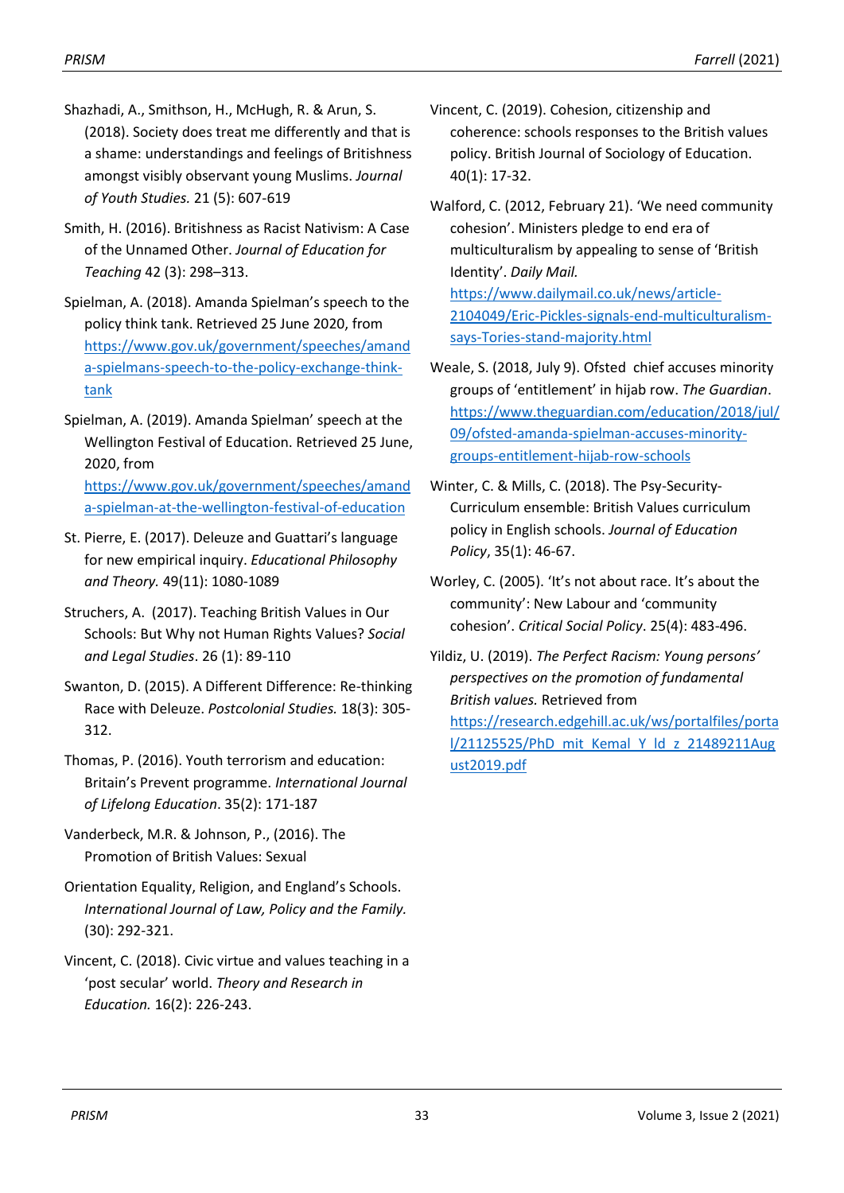Shazhadi, A., Smithson, H., McHugh, R. & Arun, S. (2018). Society does treat me differently and that is a shame: understandings and feelings of Britishness amongst visibly observant young Muslims. *Journal of Youth Studies.* 21 (5): 607-619

Smith, H. (2016). Britishness as Racist Nativism: A Case of the Unnamed Other. *Journal of Education for Teaching* 42 (3): 298–313.

Spielman, A. (2018). Amanda Spielman's speech to the policy think tank. Retrieved 25 June 2020, from https://www.gov.uk/government/speeches/amanda-spielmans-speech-to-the-policy-exchange-think-tank

Spielman, A. (2019). Amanda Spielman' speech at the Wellington Festival of Education. Retrieved 25 June, 2020, from https://www.gov.uk/government/speeches/amanda-spielman-at-the-wellington-festival-of-education

St. Pierre, E. (2017). Deleuze and Guattari's language for new empirical inquiry. *Educational Philosophy and Theory.* 49(11): 1080-1089

Struchers, A. (2017). Teaching British Values in Our Schools: But Why not Human Rights Values? *Social and Legal Studies*. 26 (1): 89-110

Swanton, D. (2015). A Different Difference: Re-thinking Race with Deleuze. *Postcolonial Studies.* 18(3): 305-312.

Thomas, P. (2016). Youth terrorism and education: Britain's Prevent programme. *International Journal of Lifelong Education*. 35(2): 171-187

Vanderbeck, M.R. & Johnson, P., (2016). The Promotion of British Values: Sexual Orientation Equality, Religion, and England's Schools. *International Journal of Law, Policy and the Family.* (30): 292-321.

Vincent, C. (2018). Civic virtue and values teaching in a 'post secular' world. *Theory and Research in Education.* 16(2): 226-243.

Vincent, C. (2019). Cohesion, citizenship and coherence: schools responses to the British values policy. British Journal of Sociology of Education. 40(1): 17-32.

Walford, C. (2012, February 21). 'We need community cohesion'. Ministers pledge to end era of multiculturalism by appealing to sense of 'British Identity'. *Daily Mail.* https://www.dailymail.co.uk/news/article-2104049/Eric-Pickles-signals-end-multiculturalism-says-Tories-stand-majority.html

Weale, S. (2018, July 9). Ofsted chief accuses minority groups of 'entitlement' in hijab row. *The Guardian*. https://www.theguardian.com/education/2018/jul/09/ofsted-amanda-spielman-accuses-minority-groups-entitlement-hijab-row-schools

Winter, C. & Mills, C. (2018). The Psy-Security-Curriculum ensemble: British Values curriculum policy in English schools. *Journal of Education Policy*, 35(1): 46-67.

Worley, C. (2005). 'It's not about race. It's about the community': New Labour and 'community cohesion'. *Critical Social Policy*. 25(4): 483-496.

Yildiz, U. (2019). *The Perfect Racism: Young persons' perspectives on the promotion of fundamental British values.* Retrieved from https://research.edgehill.ac.uk/ws/portalfiles/portal/21125525/PhD_mit_Kemal_Y_ld_z_21489211August2019.pdf